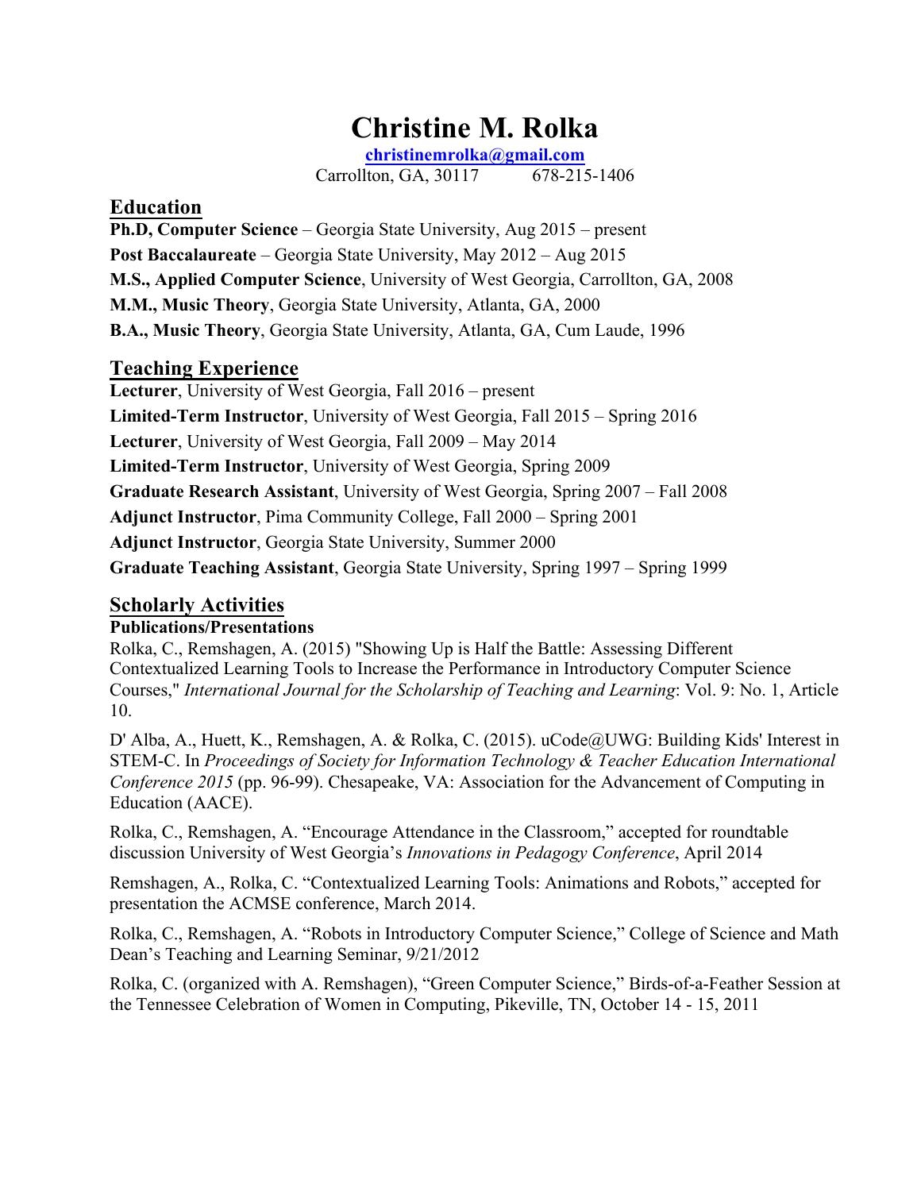# Christine M. Rolka

christinemrolka@gmail.com

Carrollton, GA, 30117 678-215-1406

## Education

**Ph.D, Computer Science** – Georgia State University, Aug 2015 – present

**Post Baccalaureate** – Georgia State University, May 2012 – Aug 2015

**M.S., Applied Computer Science**, University of West Georgia, Carrollton, GA, 2008

**M.M., Music Theory**, Georgia State University, Atlanta, GA, 2000

**B.A., Music Theory**, Georgia State University, Atlanta, GA, Cum Laude, 1996

## Teaching Experience

**Lecturer**, University of West Georgia, Fall 2016 – present

**Limited-Term Instructor**, University of West Georgia, Fall 2015 – Spring 2016

**Lecturer**, University of West Georgia, Fall 2009 – May 2014

**Limited-Term Instructor**, University of West Georgia, Spring 2009

**Graduate Research Assistant**, University of West Georgia, Spring 2007 – Fall 2008

**Adjunct Instructor**, Pima Community College, Fall 2000 – Spring 2001

**Adjunct Instructor**, Georgia State University, Summer 2000

**Graduate Teaching Assistant**, Georgia State University, Spring 1997 – Spring 1999

## Scholarly Activities

### Publications/Presentations

Rolka, C., Remshagen, A. (2015) "Showing Up is Half the Battle: Assessing Different Contextualized Learning Tools to Increase the Performance in Introductory Computer Science Courses," *International Journal for the Scholarship of Teaching and Learning*: Vol. 9: No. 1, Article 10.

D' Alba, A., Huett, K., Remshagen, A. & Rolka, C. (2015). uCode@UWG: Building Kids' Interest in STEM-C. In *Proceedings of Society for Information Technology & Teacher Education International Conference 2015* (pp. 96-99). Chesapeake, VA: Association for the Advancement of Computing in Education (AACE).

Rolka, C., Remshagen, A. "Encourage Attendance in the Classroom," accepted for roundtable discussion University of West Georgia's *Innovations in Pedagogy Conference*, April 2014

Remshagen, A., Rolka, C. "Contextualized Learning Tools: Animations and Robots," accepted for presentation the ACMSE conference, March 2014.

Rolka, C., Remshagen, A. "Robots in Introductory Computer Science," College of Science and Math Dean's Teaching and Learning Seminar, 9/21/2012

Rolka, C. (organized with A. Remshagen), "Green Computer Science," Birds-of-a-Feather Session at the Tennessee Celebration of Women in Computing, Pikeville, TN, October 14 - 15, 2011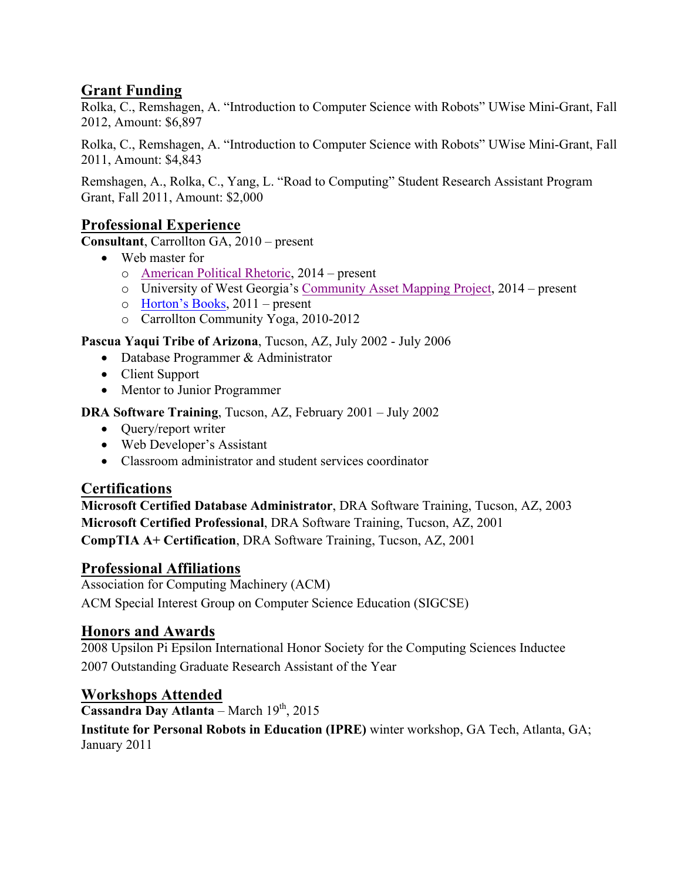## Grant Funding

Rolka, C., Remshagen, A. "Introduction to Computer Science with Robots" UWise Mini-Grant, Fall 2012, Amount: $6,897

Rolka, C., Remshagen, A. "Introduction to Computer Science with Robots" UWise Mini-Grant, Fall 2011, Amount: $4,843

Remshagen, A., Rolka, C., Yang, L. "Road to Computing" Student Research Assistant Program Grant, Fall 2011, Amount: $2,000

## Professional Experience

**Consultant**, Carrollton GA, 2010 – present

- Web master for
  - American Political Rhetoric, 2014 – present
  - University of West Georgia's Community Asset Mapping Project, 2014 – present
  - Horton's Books, 2011 – present
  - Carrollton Community Yoga, 2010-2012

**Pascua Yaqui Tribe of Arizona**, Tucson, AZ, July 2002 - July 2006

- Database Programmer & Administrator
- Client Support
- Mentor to Junior Programmer

**DRA Software Training**, Tucson, AZ, February 2001 – July 2002

- Query/report writer
- Web Developer's Assistant
- Classroom administrator and student services coordinator

## Certifications

**Microsoft Certified Database Administrator**, DRA Software Training, Tucson, AZ, 2003
**Microsoft Certified Professional**, DRA Software Training, Tucson, AZ, 2001
**CompTIA A+ Certification**, DRA Software Training, Tucson, AZ, 2001

## Professional Affiliations

Association for Computing Machinery (ACM)

ACM Special Interest Group on Computer Science Education (SIGCSE)

## Honors and Awards

2008 Upsilon Pi Epsilon International Honor Society for the Computing Sciences Inductee

2007 Outstanding Graduate Research Assistant of the Year

## Workshops Attended

**Cassandra Day Atlanta** – March 19th, 2015

**Institute for Personal Robots in Education (IPRE)** winter workshop, GA Tech, Atlanta, GA; January 2011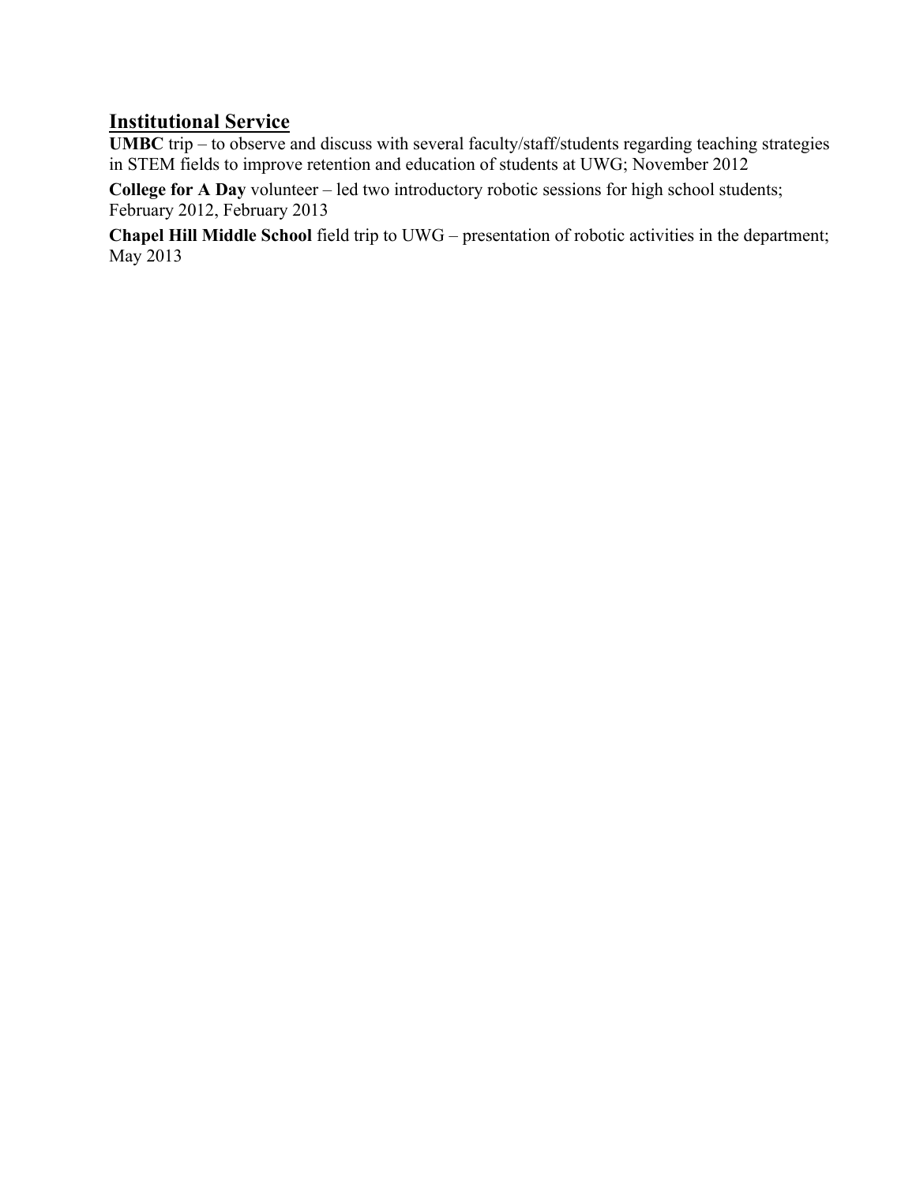## Institutional Service

**UMBC** trip – to observe and discuss with several faculty/staff/students regarding teaching strategies in STEM fields to improve retention and education of students at UWG; November 2012

**College for A Day** volunteer – led two introductory robotic sessions for high school students; February 2012, February 2013

**Chapel Hill Middle School** field trip to UWG – presentation of robotic activities in the department; May 2013